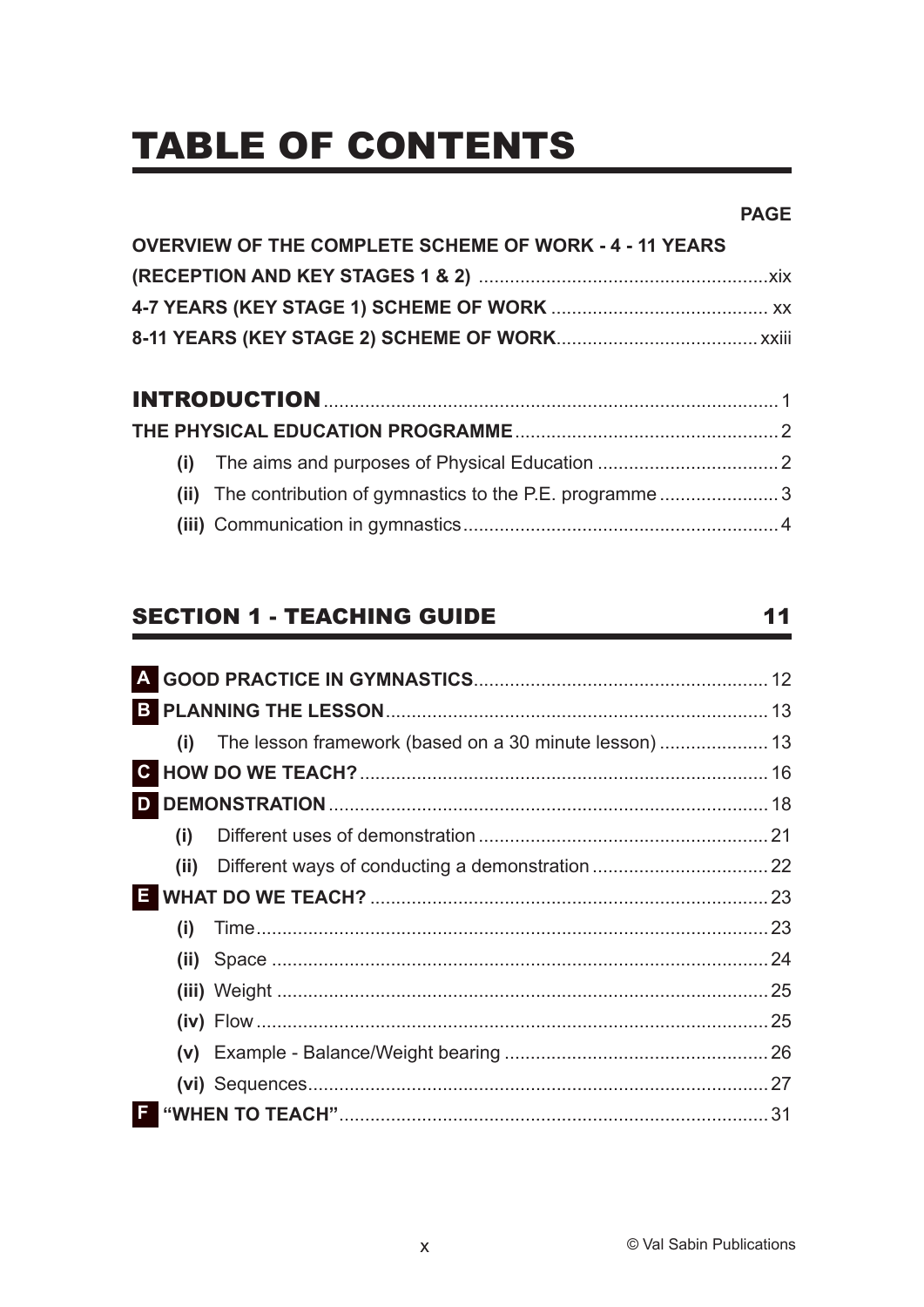# TABLE OF CONTENTS

**PAGE**

**OVERVIEW OF THE COMPLETE SCHEME OF WORK - 4 - 11 YEARS (RECEPTION AND KEY STAGES 1 & 2)** ........ xix

**4-7 YEARS (KEY STAGE 1) SCHEME OF WORK** ........ xx

**8-11 YEARS (KEY STAGE 2) SCHEME OF WORK** ........ xxiii

**INTRODUCTION** ........ 1

**THE PHYSICAL EDUCATION PROGRAMME** ........ 2

- **(i)** The aims and purposes of Physical Education ........ 2
- **(ii)** The contribution of gymnastics to the P.E. programme ........ 3
- **(iii)** Communication in gymnastics ........ 4

## SECTION 1 - TEACHING GUIDE — 11

**A** **GOOD PRACTICE IN GYMNASTICS** ........ 12

**B** **PLANNING THE LESSON** ........ 13

- **(i)** The lesson framework (based on a 30 minute lesson) ........ 13

**C** **HOW DO WE TEACH?** ........ 16

**D** **DEMONSTRATION** ........ 18

- **(i)** Different uses of demonstration ........ 21
- **(ii)** Different ways of conducting a demonstration ........ 22

**E** **WHAT DO WE TEACH?** ........ 23

- **(i)** Time ........ 23
- **(ii)** Space ........ 24
- **(iii)** Weight ........ 25
- **(iv)** Flow ........ 25
- **(v)** Example - Balance/Weight bearing ........ 26
- **(vi)** Sequences ........ 27

**F** **"WHEN TO TEACH"** ........ 31

© Val Sabin Publications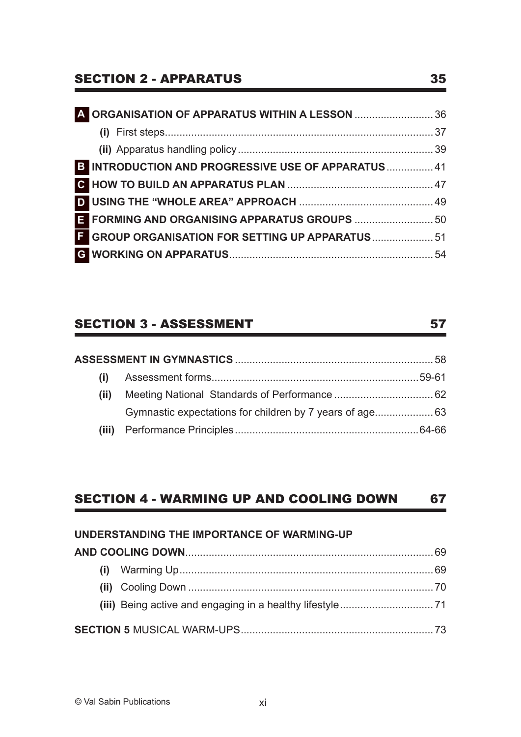## SECTION 2 - APPARATUS 35

**A ORGANISATION OF APPARATUS WITHIN A LESSON** ........................... 36

- **(i)** First steps............................................................................................ 37
- **(ii)** Apparatus handling policy................................................................... 39

**B INTRODUCTION AND PROGRESSIVE USE OF APPARATUS** ................ 41

**C HOW TO BUILD AN APPARATUS PLAN** .................................................. 47

**D USING THE "WHOLE AREA" APPROACH** .............................................. 49

**E FORMING AND ORGANISING APPARATUS GROUPS** ............................ 50

**F GROUP ORGANISATION FOR SETTING UP APPARATUS**..................... 51

**G WORKING ON APPARATUS**..................................................................... 54

## SECTION 3 - ASSESSMENT 57

**ASSESSMENT IN GYMNASTICS** .................................................................... 58

- **(i)** Assessment forms.......................................................................59-61
- **(ii)** Meeting National Standards of Performance .................................. 62
  
  Gymnastic expectations for children by 7 years of age.................... 63
- **(iii)** Performance Principles...............................................................64-66

## SECTION 4 - WARMING UP AND COOLING DOWN 67

**UNDERSTANDING THE IMPORTANCE OF WARMING-UP AND COOLING DOWN**.................................................................................... 69

- **(i)** Warming Up....................................................................................... 69
- **(ii)** Cooling Down .................................................................................... 70
- **(iii)** Being active and engaging in a healthy lifestyle................................ 71

**SECTION 5** MUSICAL WARM-UPS.................................................................. 73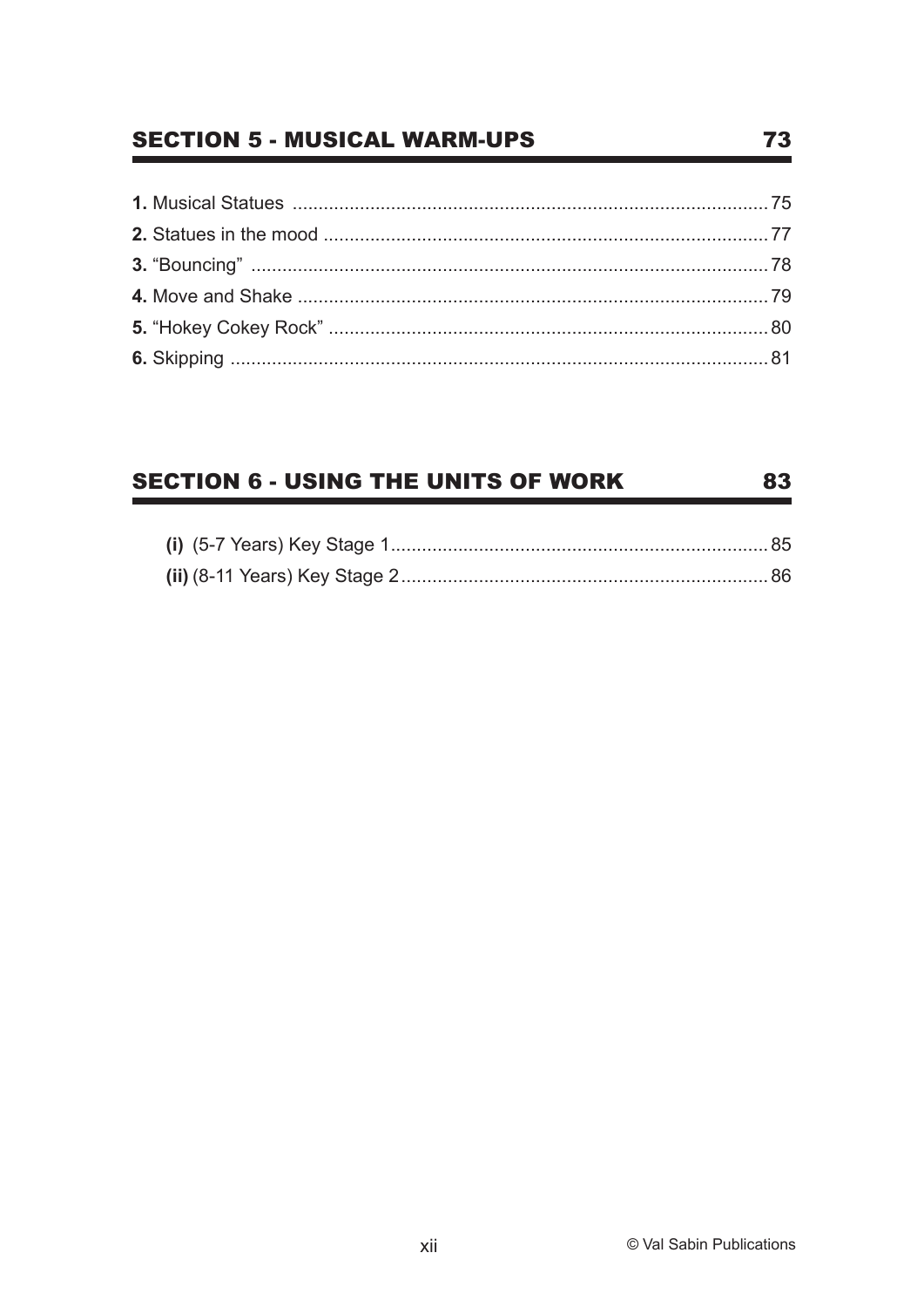## SECTION 5 - MUSICAL WARM-UPS 73

**1.** Musical Statues ........................................................................................ 75
**2.** Statues in the mood ..................................................................................... 77
**3.** "Bouncing" .................................................................................................. 78
**4.** Move and Shake .......................................................................................... 79
**5.** "Hokey Cokey Rock" .................................................................................... 80
**6.** Skipping ...................................................................................................... 81

## SECTION 6 - USING THE UNITS OF WORK 83

**(i)** (5-7 Years) Key Stage 1 ......................................................................... 85
**(ii)** (8-11 Years) Key Stage 2 ....................................................................... 86

© Val Sabin Publications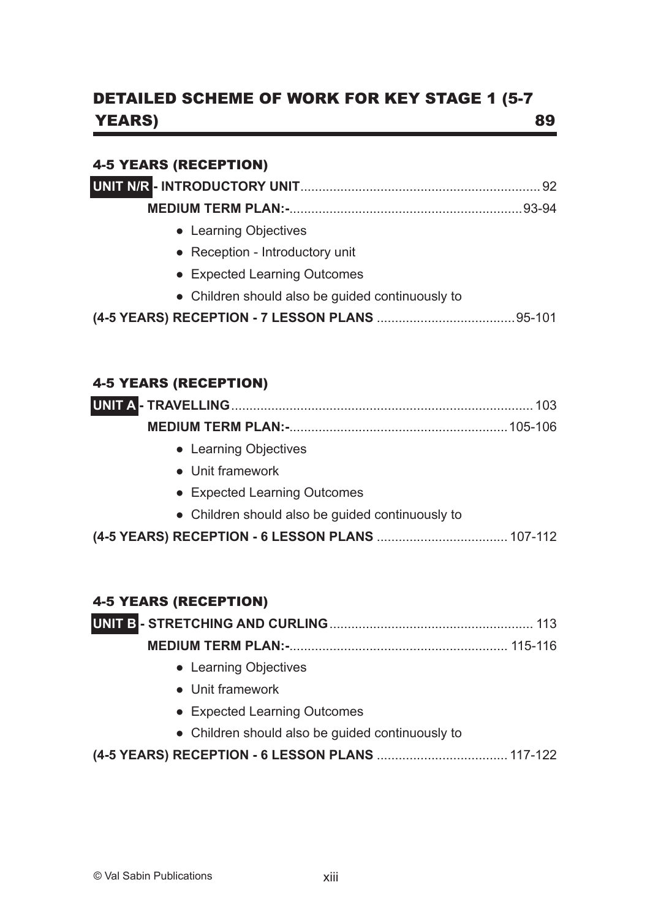## DETAILED SCHEME OF WORK FOR KEY STAGE 1 (5-7 YEARS) 89

### 4-5 YEARS (RECEPTION)

**UNIT N/R - INTRODUCTORY UNIT**.......... 92

**MEDIUM TERM PLAN:-**.......... 93-94

- Learning Objectives
- Reception - Introductory unit
- Expected Learning Outcomes
- Children should also be guided continuously to

**(4-5 YEARS) RECEPTION - 7 LESSON PLANS**.......... 95-101

### 4-5 YEARS (RECEPTION)

**UNIT A - TRAVELLING**.......... 103

**MEDIUM TERM PLAN:-**.......... 105-106

- Learning Objectives
- Unit framework
- Expected Learning Outcomes
- Children should also be guided continuously to

**(4-5 YEARS) RECEPTION - 6 LESSON PLANS**.......... 107-112

### 4-5 YEARS (RECEPTION)

**UNIT B - STRETCHING AND CURLING**.......... 113

**MEDIUM TERM PLAN:-**.......... 115-116

- Learning Objectives
- Unit framework
- Expected Learning Outcomes
- Children should also be guided continuously to

**(4-5 YEARS) RECEPTION - 6 LESSON PLANS**.......... 117-122

© Val Sabin Publications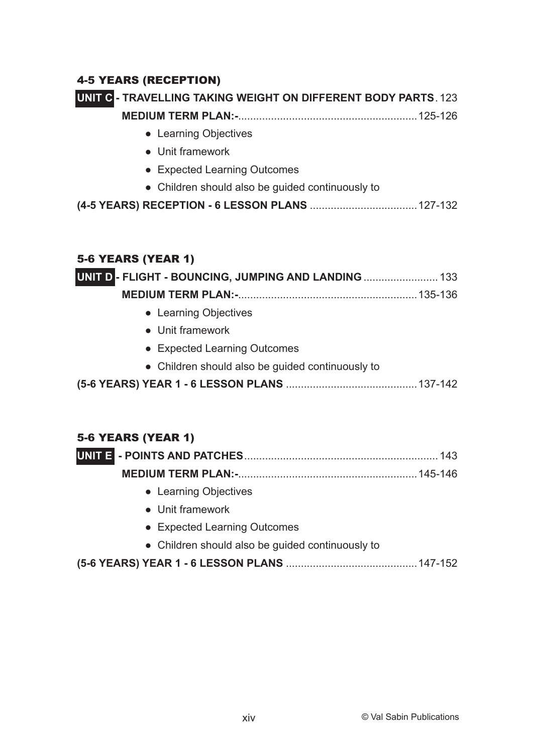### 4-5 YEARS (RECEPTION)

**UNIT C - TRAVELLING TAKING WEIGHT ON DIFFERENT BODY PARTS** . 123

**MEDIUM TERM PLAN:-** ............................................................125-126

- Learning Objectives
- Unit framework
- Expected Learning Outcomes
- Children should also be guided continuously to

**(4-5 YEARS) RECEPTION - 6 LESSON PLANS** ....................................127-132

### 5-6 YEARS (YEAR 1)

**UNIT D - FLIGHT - BOUNCING, JUMPING AND LANDING** ......................... 133

**MEDIUM TERM PLAN:-** ............................................................135-136

- Learning Objectives
- Unit framework
- Expected Learning Outcomes
- Children should also be guided continuously to

**(5-6 YEARS) YEAR 1 - 6 LESSON PLANS** ............................................137-142

### 5-6 YEARS (YEAR 1)

**UNIT E - POINTS AND PATCHES** ................................................................ 143

**MEDIUM TERM PLAN:-** ............................................................145-146

- Learning Objectives
- Unit framework
- Expected Learning Outcomes
- Children should also be guided continuously to

**(5-6 YEARS) YEAR 1 - 6 LESSON PLANS** ............................................147-152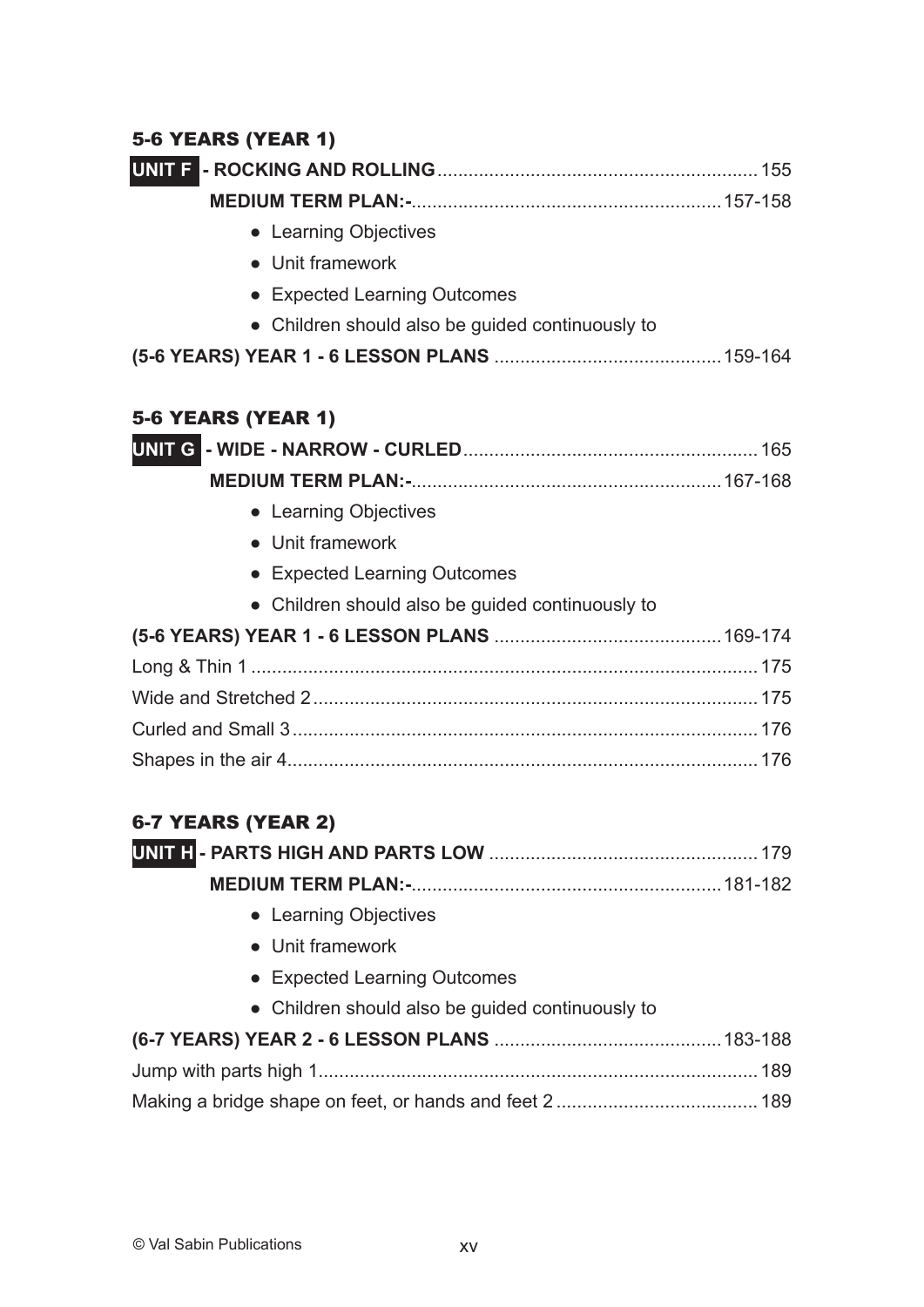### 5-6 YEARS (YEAR 1)

**UNIT F - ROCKING AND ROLLING** ............................................................ 155

**MEDIUM TERM PLAN:-** ............................................................ 157-158

- Learning Objectives
- Unit framework
- Expected Learning Outcomes
- Children should also be guided continuously to

**(5-6 YEARS) YEAR 1 - 6 LESSON PLANS** ............................................ 159-164

### 5-6 YEARS (YEAR 1)

**UNIT G - WIDE - NARROW - CURLED** ........................................................ 165

**MEDIUM TERM PLAN:-** ............................................................ 167-168

- Learning Objectives
- Unit framework
- Expected Learning Outcomes
- Children should also be guided continuously to

**(5-6 YEARS) YEAR 1 - 6 LESSON PLANS** ............................................ 169-174

Long & Thin 1 ................................................................................................ 175

Wide and Stretched 2 .................................................................................... 175

Curled and Small 3 ........................................................................................ 176

Shapes in the air 4 ......................................................................................... 176

### 6-7 YEARS (YEAR 2)

**UNIT H - PARTS HIGH AND PARTS LOW** .................................................... 179

**MEDIUM TERM PLAN:-** ............................................................ 181-182

- Learning Objectives
- Unit framework
- Expected Learning Outcomes
- Children should also be guided continuously to

**(6-7 YEARS) YEAR 2 - 6 LESSON PLANS** ............................................ 183-188

Jump with parts high 1 .................................................................................. 189

Making a bridge shape on feet, or hands and feet 2 ....................................... 189

© Val Sabin Publications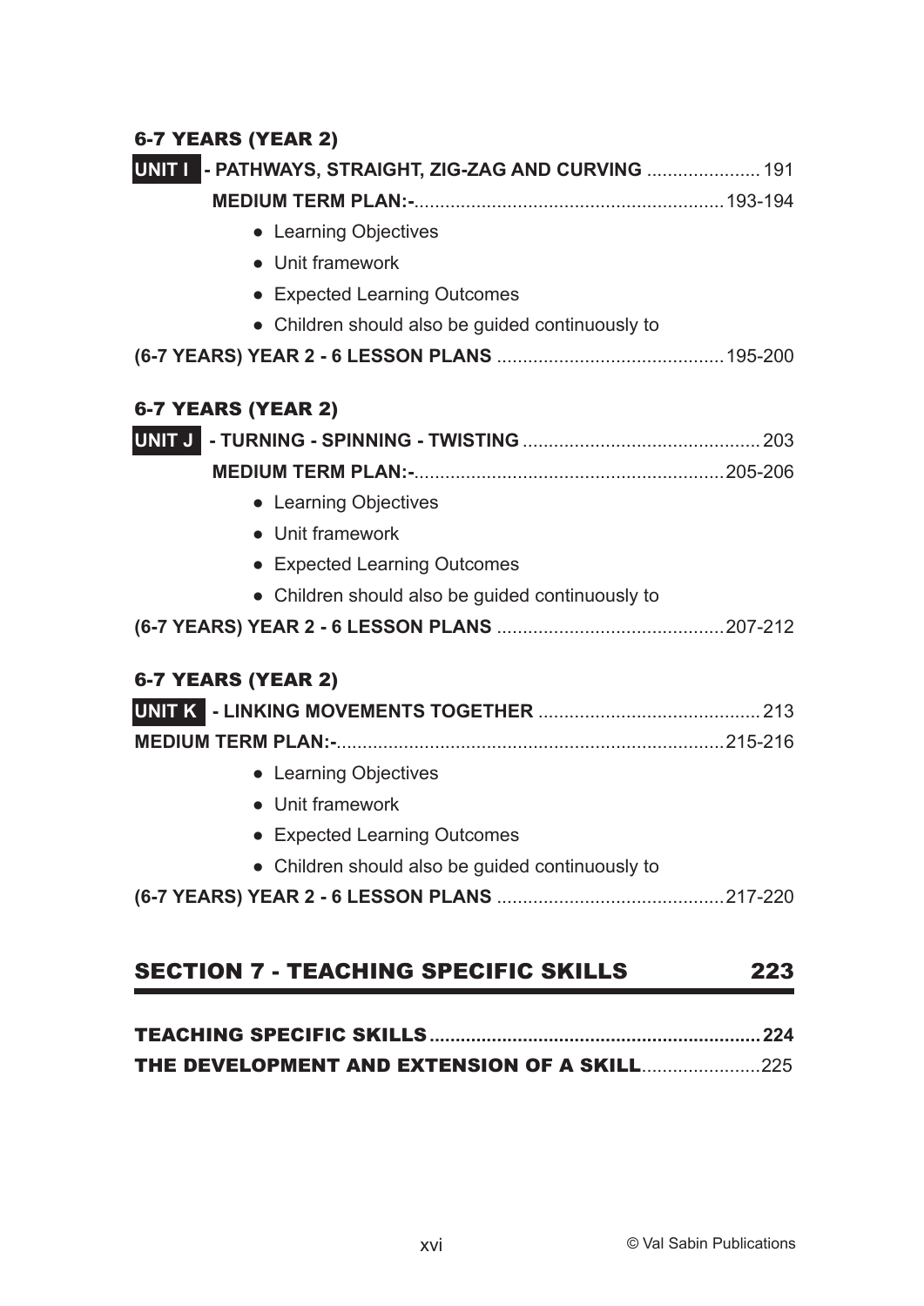### 6-7 YEARS (YEAR 2)

**UNIT I - PATHWAYS, STRAIGHT, ZIG-ZAG AND CURVING** ...................... 191

**MEDIUM TERM PLAN:-**............................................................ 193-194

- Learning Objectives
- Unit framework
- Expected Learning Outcomes
- Children should also be guided continuously to

**(6-7 YEARS) YEAR 2 - 6 LESSON PLANS** ............................................ 195-200

### 6-7 YEARS (YEAR 2)

**UNIT J - TURNING - SPINNING - TWISTING** ............................................ 203

**MEDIUM TERM PLAN:-**............................................................ 205-206

- Learning Objectives
- Unit framework
- Expected Learning Outcomes
- Children should also be guided continuously to

**(6-7 YEARS) YEAR 2 - 6 LESSON PLANS** ............................................ 207-212

### 6-7 YEARS (YEAR 2)

**UNIT K - LINKING MOVEMENTS TOGETHER** ........................................... 213

**MEDIUM TERM PLAN:-**........................................................................... 215-216

- Learning Objectives
- Unit framework
- Expected Learning Outcomes
- Children should also be guided continuously to

**(6-7 YEARS) YEAR 2 - 6 LESSON PLANS** ............................................ 217-220

## SECTION 7 - TEACHING SPECIFIC SKILLS 223

**TEACHING SPECIFIC SKILLS**............................................................... **224**

**THE DEVELOPMENT AND EXTENSION OF A SKILL**....................... 225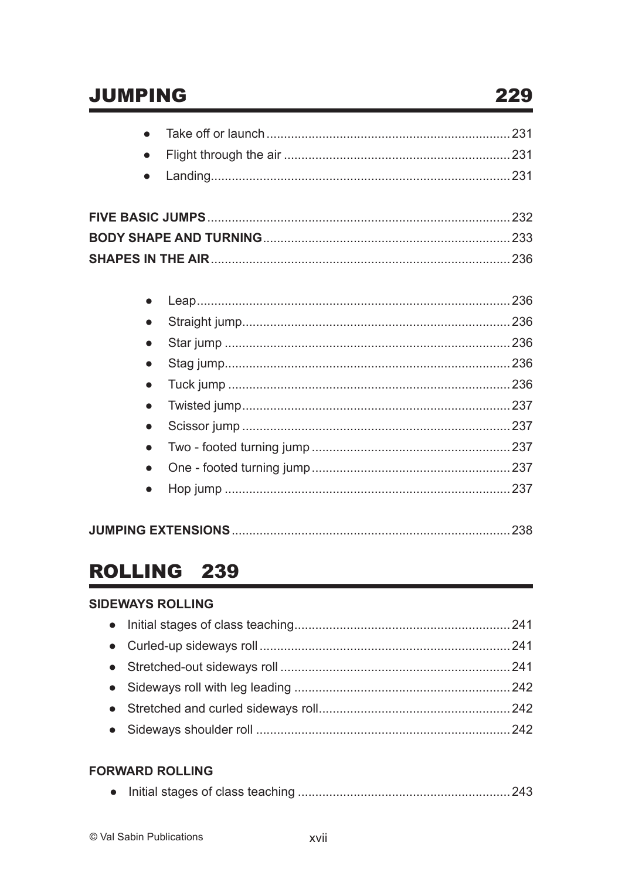## JUMPING 229

- Take off or launch ..................... 231
- Flight through the air ..................... 231
- Landing ..................... 231

**FIVE BASIC JUMPS** ..................... 232

**BODY SHAPE AND TURNING** ..................... 233

**SHAPES IN THE AIR** ..................... 236

- Leap ..................... 236
- Straight jump ..................... 236
- Star jump ..................... 236
- Stag jump ..................... 236
- Tuck jump ..................... 236
- Twisted jump ..................... 237
- Scissor jump ..................... 237
- Two - footed turning jump ..................... 237
- One - footed turning jump ..................... 237
- Hop jump ..................... 237

**JUMPING EXTENSIONS** ..................... 238

## ROLLING 239

**SIDEWAYS ROLLING**

- Initial stages of class teaching ..................... 241
- Curled-up sideways roll ..................... 241
- Stretched-out sideways roll ..................... 241
- Sideways roll with leg leading ..................... 242
- Stretched and curled sideways roll ..................... 242
- Sideways shoulder roll ..................... 242

**FORWARD ROLLING**

- Initial stages of class teaching ..................... 243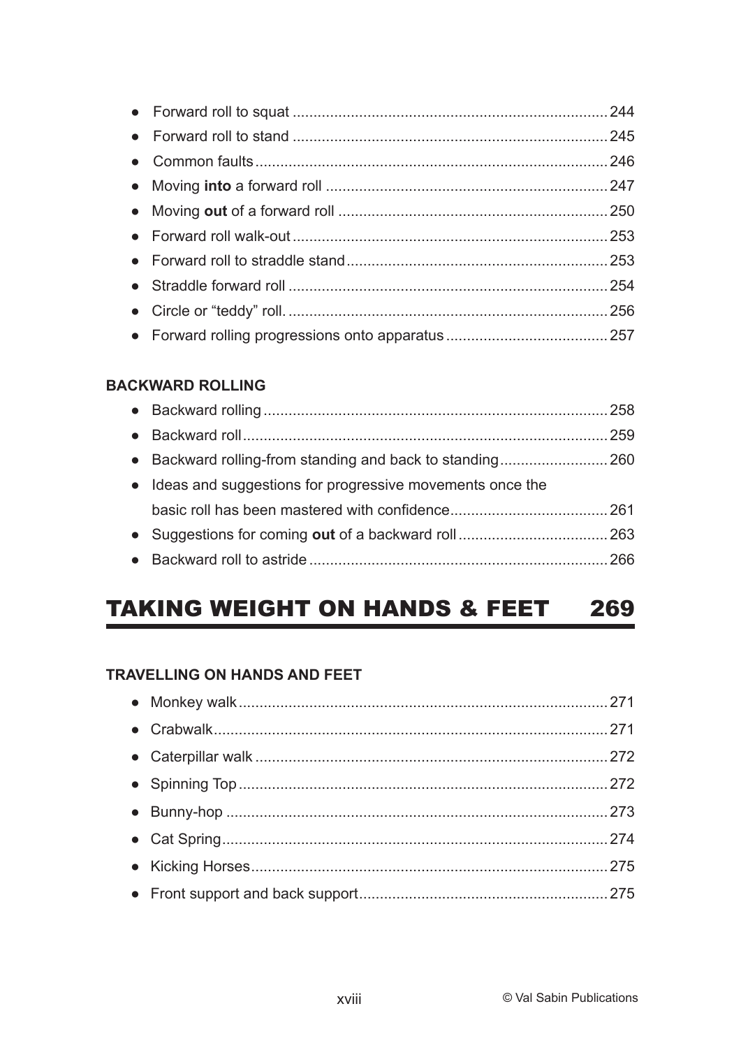- Forward roll to squat ........................................................................... 244
- Forward roll to stand ........................................................................... 245
- Common faults .................................................................................... 246
- Moving **into** a forward roll ................................................................... 247
- Moving **out** of a forward roll ................................................................. 250
- Forward roll walk-out ........................................................................... 253
- Forward roll to straddle stand .............................................................. 253
- Straddle forward roll ............................................................................ 254
- Circle or "teddy" roll. ............................................................................ 256
- Forward rolling progressions onto apparatus ....................................... 257

### BACKWARD ROLLING

- Backward rolling .................................................................................. 258
- Backward roll ....................................................................................... 259
- Backward rolling-from standing and back to standing .......................... 260
- Ideas and suggestions for progressive movements once the basic roll has been mastered with confidence ...................................... 261
- Suggestions for coming **out** of a backward roll .................................... 263
- Backward roll to astride ....................................................................... 266

## TAKING WEIGHT ON HANDS & FEET 269

### TRAVELLING ON HANDS AND FEET

- Monkey walk ........................................................................................ 271
- Crabwalk .............................................................................................. 271
- Caterpillar walk .................................................................................... 272
- Spinning Top ........................................................................................ 272
- Bunny-hop ........................................................................................... 273
- Cat Spring ............................................................................................ 274
- Kicking Horses ..................................................................................... 275
- Front support and back support ............................................................ 275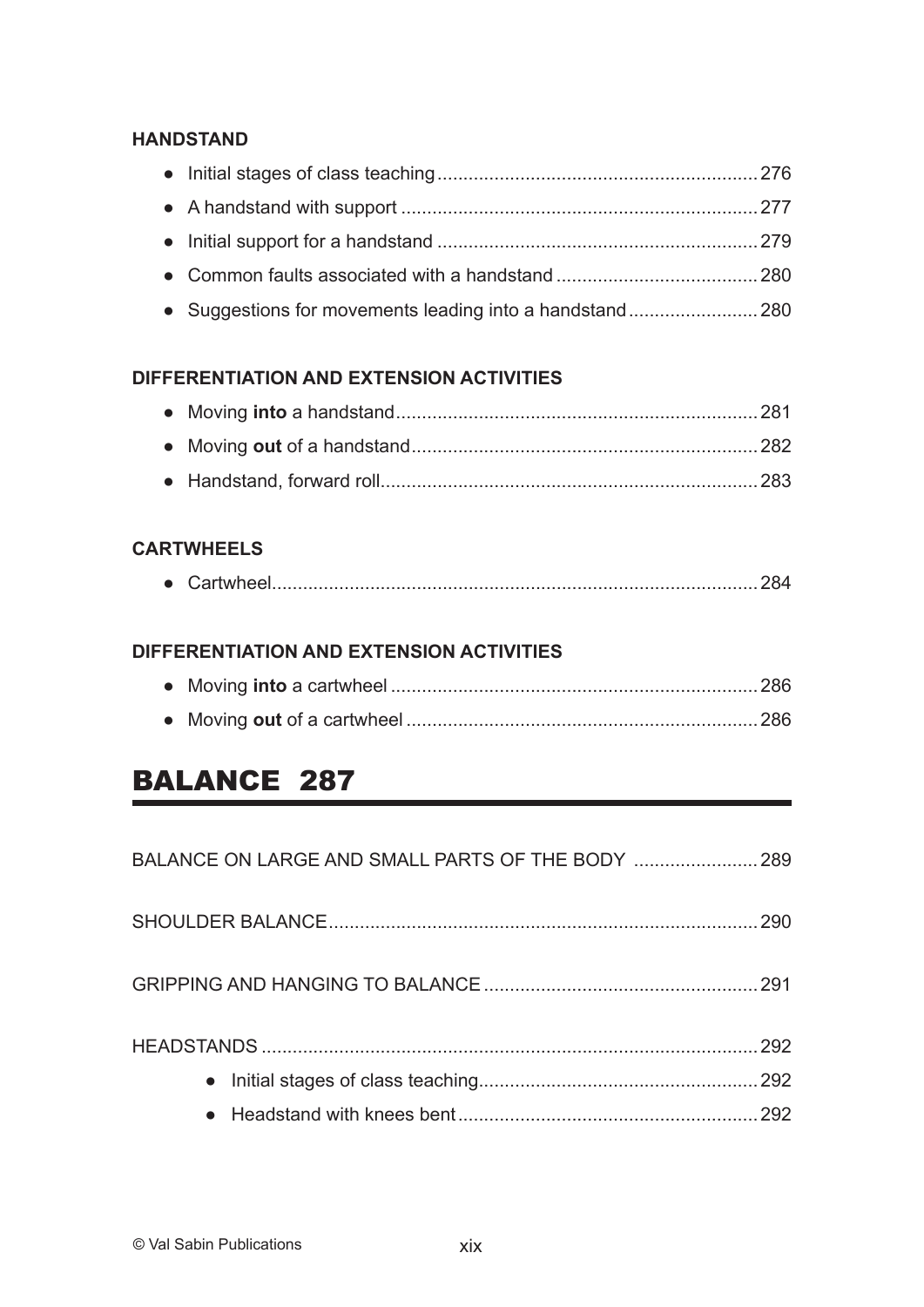### HANDSTAND

- Initial stages of class teaching ........ 276
- A handstand with support ........ 277
- Initial support for a handstand ........ 279
- Common faults associated with a handstand ........ 280
- Suggestions for movements leading into a handstand ........ 280

### DIFFERENTIATION AND EXTENSION ACTIVITIES

- Moving **into** a handstand ........ 281
- Moving **out** of a handstand ........ 282
- Handstand, forward roll ........ 283

### CARTWHEELS

- Cartwheel ........ 284

### DIFFERENTIATION AND EXTENSION ACTIVITIES

- Moving **into** a cartwheel ........ 286
- Moving **out** of a cartwheel ........ 286

# BALANCE 287

BALANCE ON LARGE AND SMALL PARTS OF THE BODY ........ 289

SHOULDER BALANCE ........ 290

GRIPPING AND HANGING TO BALANCE ........ 291

HEADSTANDS ........ 292

- Initial stages of class teaching ........ 292
- Headstand with knees bent ........ 292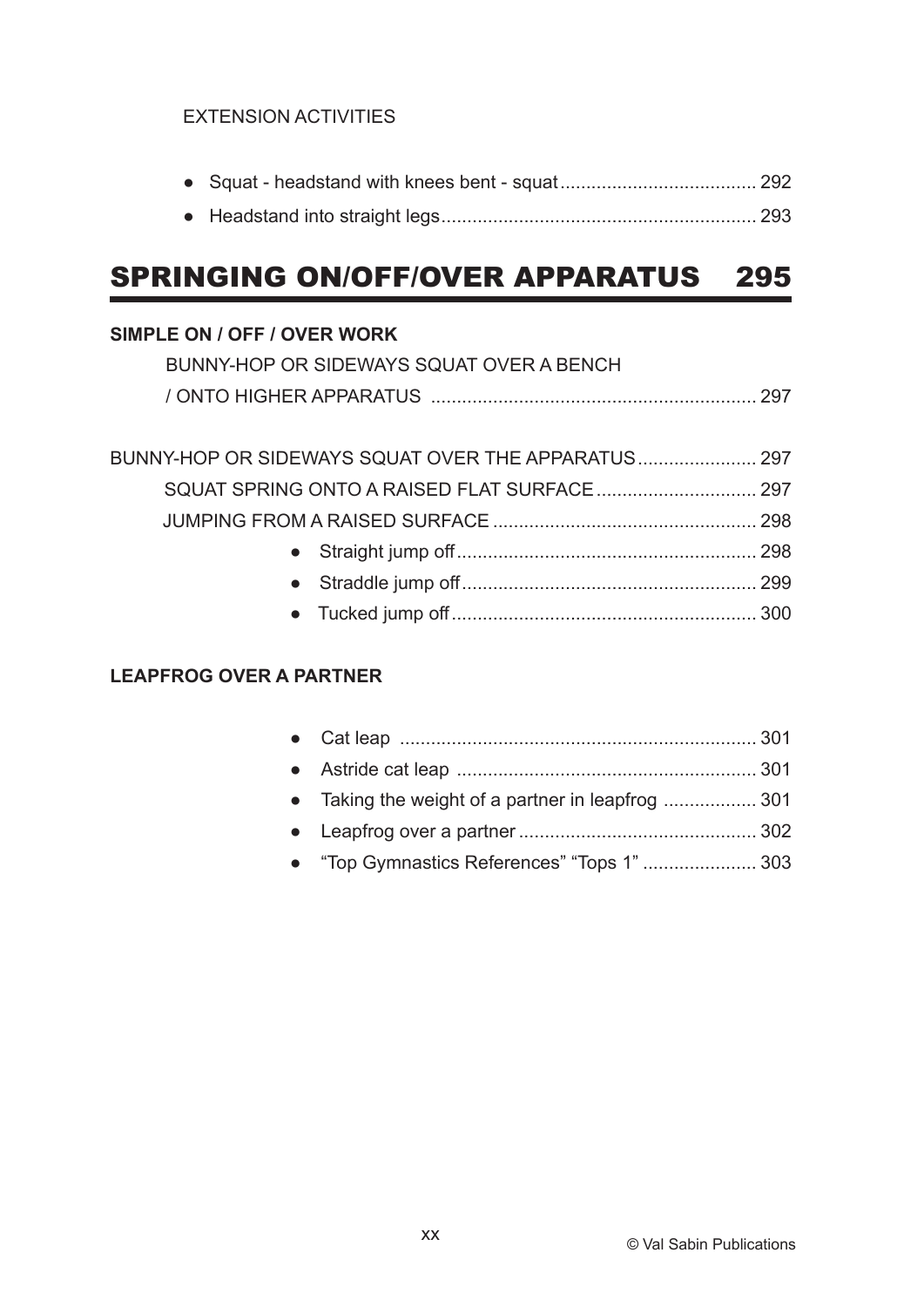EXTENSION ACTIVITIES

- Squat - headstand with knees bent - squat ...................................... 292
- Headstand into straight legs ............................................................ 293

## SPRINGING ON/OFF/OVER APPARATUS 295

**SIMPLE ON / OFF / OVER WORK**

BUNNY-HOP OR SIDEWAYS SQUAT OVER A BENCH / ONTO HIGHER APPARATUS .............................................................. 297

BUNNY-HOP OR SIDEWAYS SQUAT OVER THE APPARATUS ....................... 297

SQUAT SPRING ONTO A RAISED FLAT SURFACE ............................... 297

JUMPING FROM A RAISED SURFACE .................................................. 298

- Straight jump off .......................................................... 298
- Straddle jump off ......................................................... 299
- Tucked jump off ........................................................... 300

**LEAPFROG OVER A PARTNER**

- Cat leap .................................................................... 301
- Astride cat leap .......................................................... 301
- Taking the weight of a partner in leapfrog .................. 301
- Leapfrog over a partner .............................................. 302
- "Top Gymnastics References" "Tops 1" ...................... 303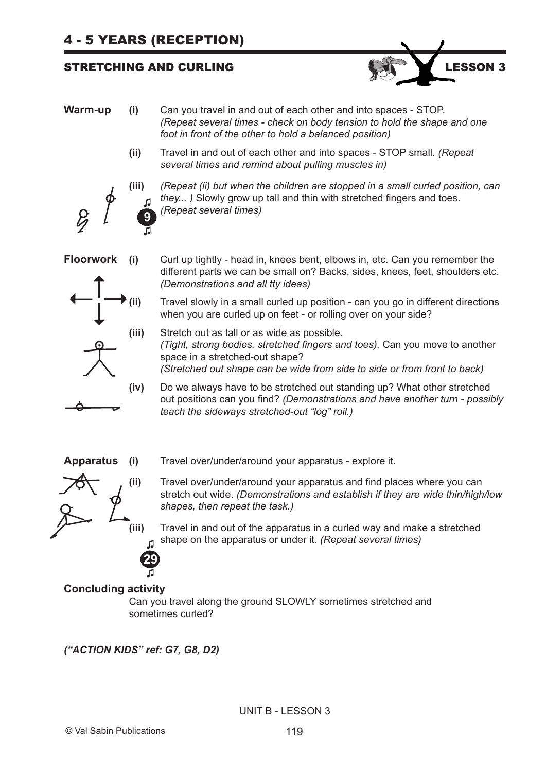# 4 - 5 YEARS (RECEPTION)

## STRETCHING AND CURLING — LESSON 3

**Warm-up**

**(i)** Can you travel in and out of each other and into spaces - STOP. *(Repeat several times - check on body tension to hold the shape and one foot in front of the other to hold a balanced position)*

**(ii)** Travel in and out of each other and into spaces - STOP small. *(Repeat several times and remind about pulling muscles in)*

**(iii)** *(Repeat (ii) but when the children are stopped in a small curled position, can they... )* Slowly grow up tall and thin with stretched fingers and toes. *(Repeat several times)*

♫ 9 ♫

**Floorwork**

**(i)** Curl up tightly - head in, knees bent, elbows in, etc. Can you remember the different parts we can be small on? Backs, sides, knees, feet, shoulders etc. *(Demonstrations and all tty ideas)*

**(ii)** Travel slowly in a small curled up position - can you go in different directions when you are curled up on feet - or rolling over on your side?

**(iii)** Stretch out as tall or as wide as possible. *(Tight, strong bodies, stretched fingers and toes).* Can you move to another space in a stretched-out shape? *(Stretched out shape can be wide from side to side or from front to back)*

**(iv)** Do we always have to be stretched out standing up? What other stretched out positions can you find? *(Demonstrations and have another turn - possibly teach the sideways stretched-out "log" roil.)*

**Apparatus**

**(i)** Travel over/under/around your apparatus - explore it.

**(ii)** Travel over/under/around your apparatus and find places where you can stretch out wide. *(Demonstrations and establish if they are wide thin/high/low shapes, then repeat the task.)*

**(iii)** Travel in and out of the apparatus in a curled way and make a stretched shape on the apparatus or under it. *(Repeat several times)*

♫ 29 ♫

**Concluding activity**

Can you travel along the ground SLOWLY sometimes stretched and sometimes curled?

***("ACTION KIDS" ref: G7, G8, D2)***

UNIT B - LESSON 3

© Val Sabin Publications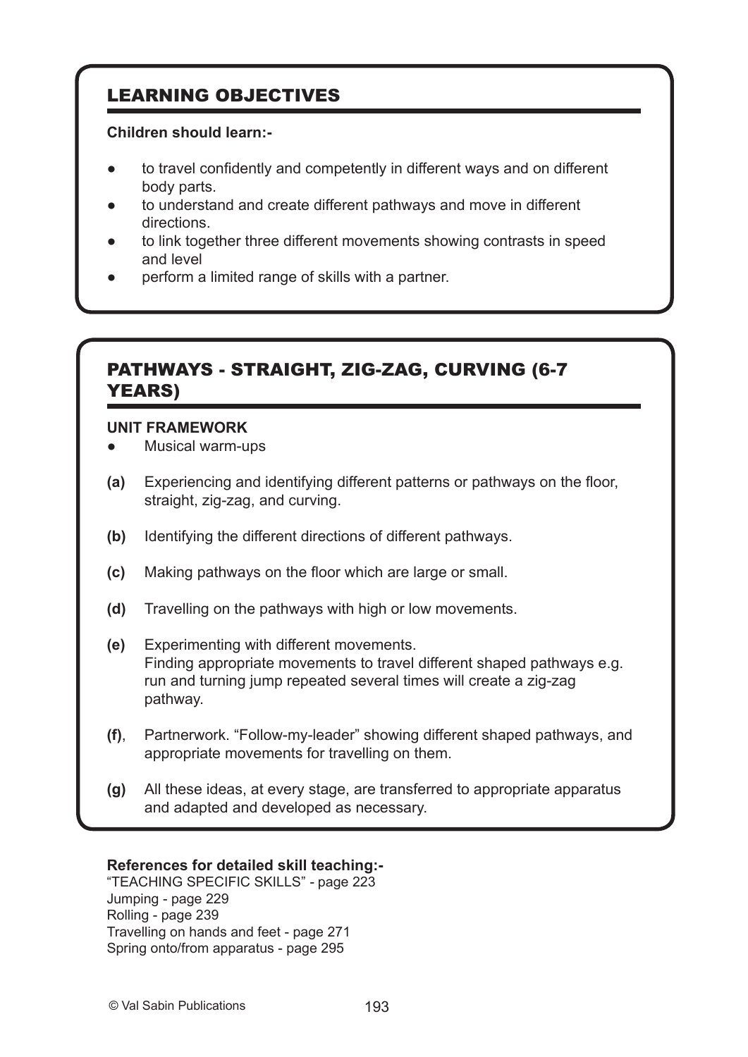## LEARNING OBJECTIVES

**Children should learn:-**

- to travel confidently and competently in different ways and on different body parts.
- to understand and create different pathways and move in different directions.
- to link together three different movements showing contrasts in speed and level
- perform a limited range of skills with a partner.

## PATHWAYS - STRAIGHT, ZIG-ZAG, CURVING (6-7 YEARS)

**UNIT FRAMEWORK**

- Musical warm-ups

**(a)** Experiencing and identifying different patterns or pathways on the floor, straight, zig-zag, and curving.

**(b)** Identifying the different directions of different pathways.

**(c)** Making pathways on the floor which are large or small.

**(d)** Travelling on the pathways with high or low movements.

**(e)** Experimenting with different movements. Finding appropriate movements to travel different shaped pathways e.g. run and turning jump repeated several times will create a zig-zag pathway.

**(f)**, Partnerwork. "Follow-my-leader" showing different shaped pathways, and appropriate movements for travelling on them.

**(g)** All these ideas, at every stage, are transferred to appropriate apparatus and adapted and developed as necessary.

**References for detailed skill teaching:-**
"TEACHING SPECIFIC SKILLS" - page 223
Jumping - page 229
Rolling - page 239
Travelling on hands and feet - page 271
Spring onto/from apparatus - page 295

© Val Sabin Publications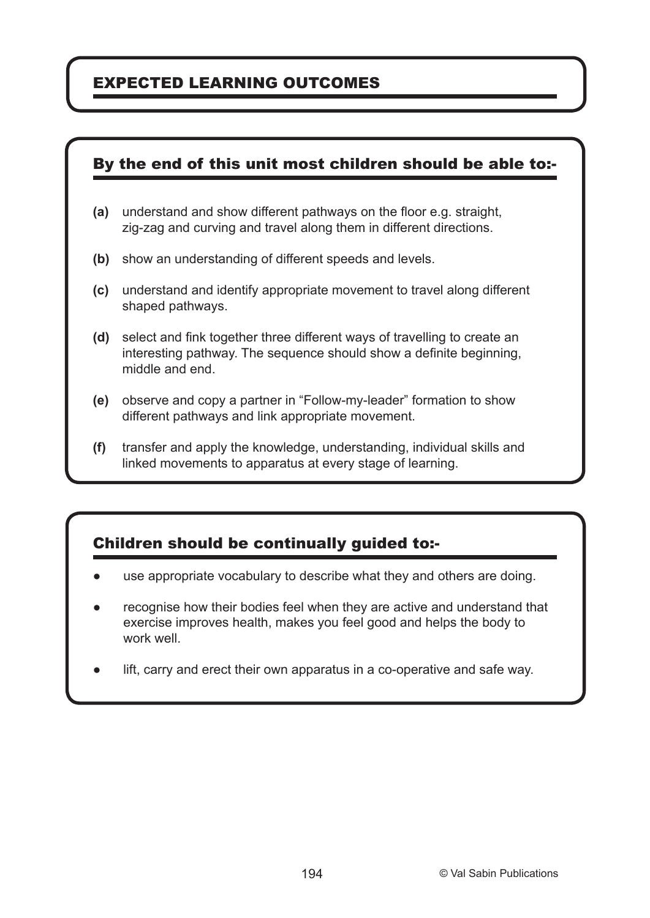# EXPECTED LEARNING OUTCOMES

## By the end of this unit most children should be able to:-

**(a)** understand and show different pathways on the floor e.g. straight, zig-zag and curving and travel along them in different directions.

**(b)** show an understanding of different speeds and levels.

**(c)** understand and identify appropriate movement to travel along different shaped pathways.

**(d)** select and fink together three different ways of travelling to create an interesting pathway. The sequence should show a definite beginning, middle and end.

**(e)** observe and copy a partner in "Follow-my-leader" formation to show different pathways and link appropriate movement.

**(f)** transfer and apply the knowledge, understanding, individual skills and linked movements to apparatus at every stage of learning.

## Children should be continually guided to:-

- use appropriate vocabulary to describe what they and others are doing.
- recognise how their bodies feel when they are active and understand that exercise improves health, makes you feel good and helps the body to work well.
- lift, carry and erect their own apparatus in a co-operative and safe way.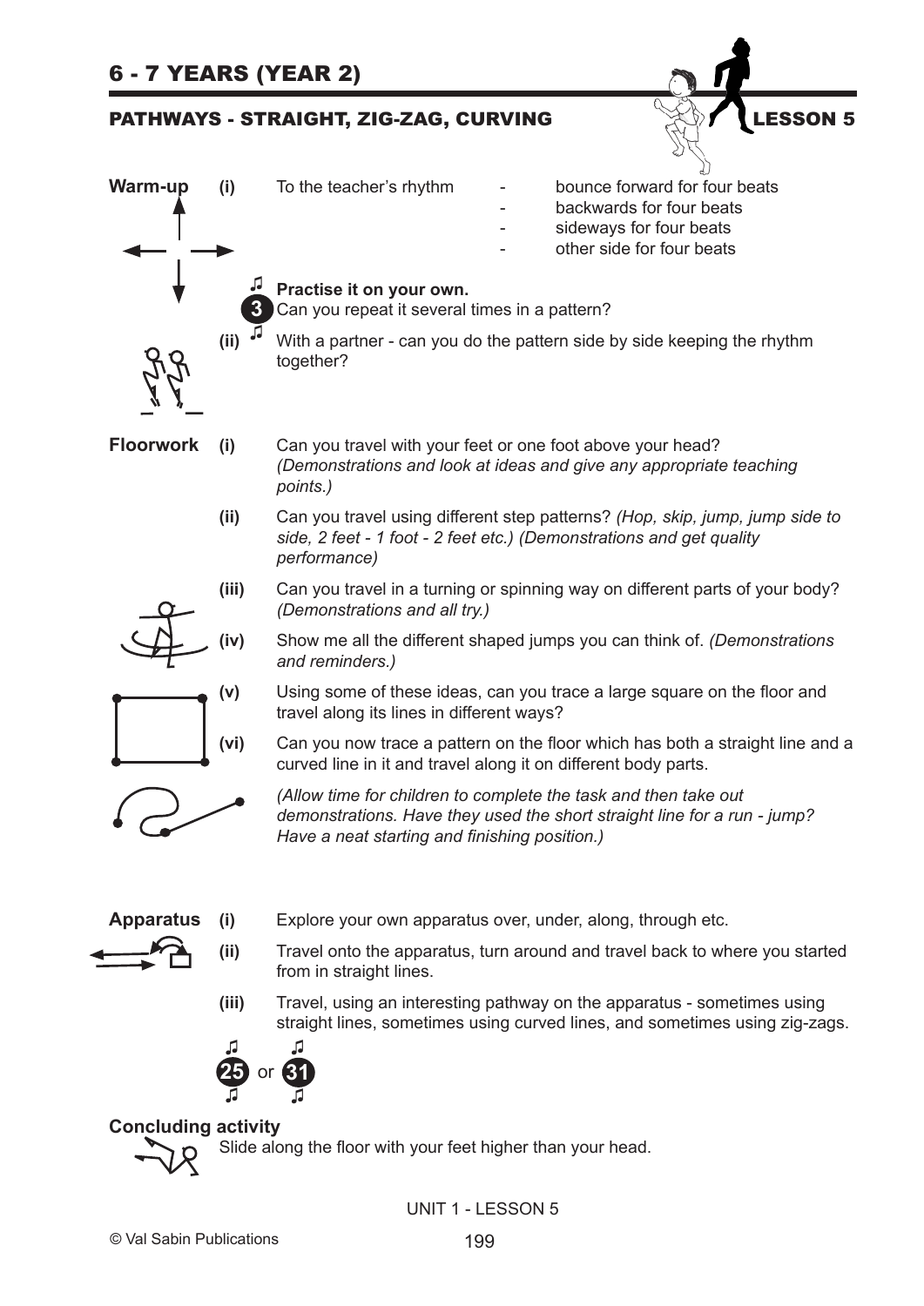# 6 - 7 YEARS (YEAR 2)

## PATHWAYS - STRAIGHT, ZIG-ZAG, CURVING — LESSON 5

**Warm-up**

**(i)** To the teacher's rhythm
- bounce forward for four beats
- backwards for four beats
- sideways for four beats
- other side for four beats

♫ 3 **Practise it on your own.**
Can you repeat it several times in a pattern?

**(ii)** With a partner - can you do the pattern side by side keeping the rhythm together?

**Floorwork**

**(i)** Can you travel with your feet or one foot above your head? *(Demonstrations and look at ideas and give any appropriate teaching points.)*

**(ii)** Can you travel using different step patterns? *(Hop, skip, jump, jump side to side, 2 feet - 1 foot - 2 feet etc.) (Demonstrations and get quality performance)*

**(iii)** Can you travel in a turning or spinning way on different parts of your body? *(Demonstrations and all try.)*

**(iv)** Show me all the different shaped jumps you can think of. *(Demonstrations and reminders.)*

**(v)** Using some of these ideas, can you trace a large square on the floor and travel along its lines in different ways?

**(vi)** Can you now trace a pattern on the floor which has both a straight line and a curved line in it and travel along it on different body parts.

*(Allow time for children to complete the task and then take out demonstrations. Have they used the short straight line for a run - jump? Have a neat starting and finishing position.)*

**Apparatus**

**(i)** Explore your own apparatus over, under, along, through etc.

**(ii)** Travel onto the apparatus, turn around and travel back to where you started from in straight lines.

**(iii)** Travel, using an interesting pathway on the apparatus - sometimes using straight lines, sometimes using curved lines, and sometimes using zig-zags.

♫ 25 or 31 ♫

**Concluding activity**

Slide along the floor with your feet higher than your head.

UNIT 1 - LESSON 5

© Val Sabin Publications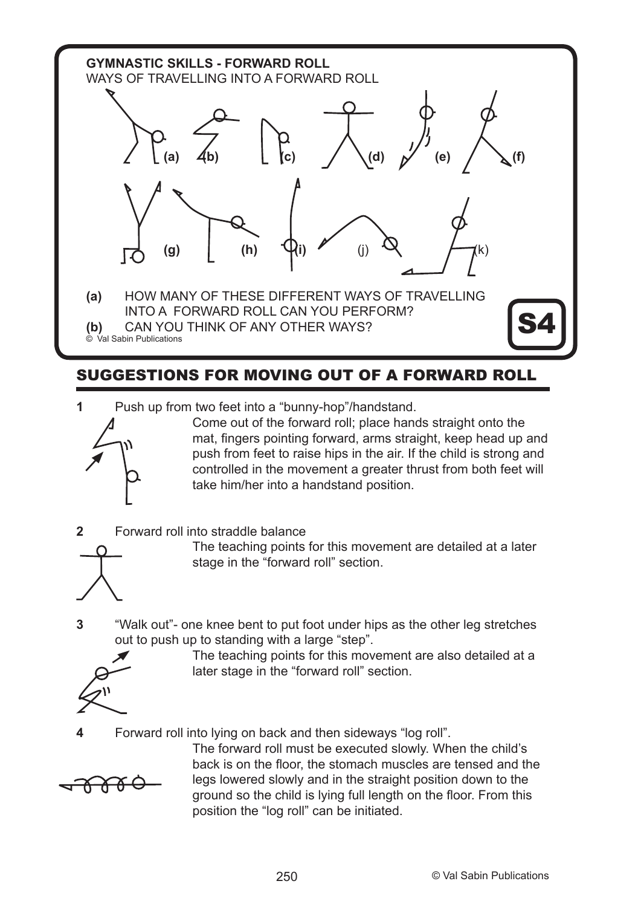**GYMNASTIC SKILLS - FORWARD ROLL**

WAYS OF TRAVELLING INTO A FORWARD ROLL

(a) (b) (c) (d) (e) (f)

(g) (h) (i) (j) (k)

**(a)** HOW MANY OF THESE DIFFERENT WAYS OF TRAVELLING INTO A FORWARD ROLL CAN YOU PERFORM?

**(b)** CAN YOU THINK OF ANY OTHER WAYS?

© Val Sabin Publications

**S4**

## SUGGESTIONS FOR MOVING OUT OF A FORWARD ROLL

**1** Push up from two feet into a "bunny-hop"/handstand.

Come out of the forward roll; place hands straight onto the mat, fingers pointing forward, arms straight, keep head up and push from feet to raise hips in the air. If the child is strong and controlled in the movement a greater thrust from both feet will take him/her into a handstand position.

**2** Forward roll into straddle balance

The teaching points for this movement are detailed at a later stage in the "forward roll" section.

**3** "Walk out"- one knee bent to put foot under hips as the other leg stretches out to push up to standing with a large "step".

The teaching points for this movement are also detailed at a later stage in the "forward roll" section.

**4** Forward roll into lying on back and then sideways "log roll".

The forward roll must be executed slowly. When the child's back is on the floor, the stomach muscles are tensed and the legs lowered slowly and in the straight position down to the ground so the child is lying full length on the floor. From this position the "log roll" can be initiated.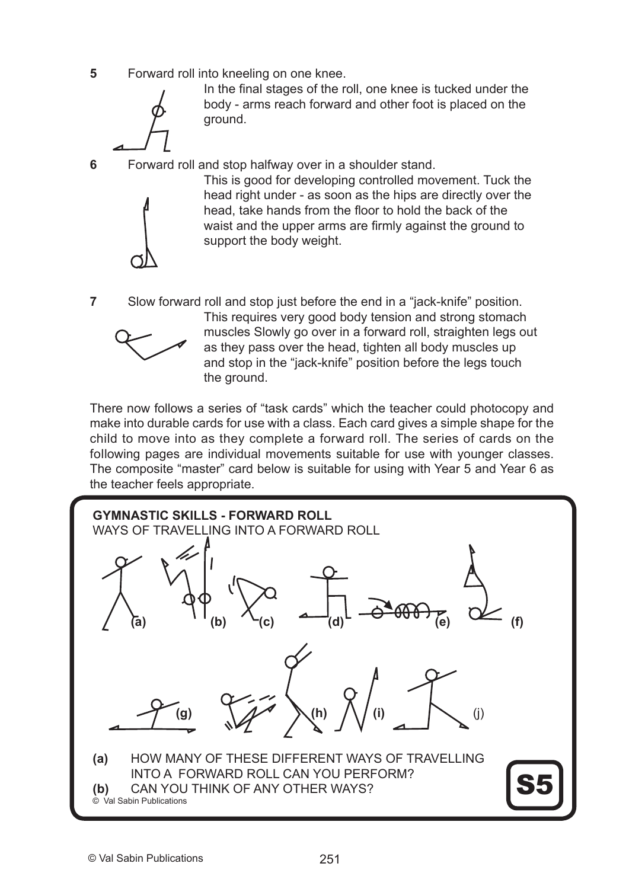**5** Forward roll into kneeling on one knee.

In the final stages of the roll, one knee is tucked under the body - arms reach forward and other foot is placed on the ground.

**6** Forward roll and stop halfway over in a shoulder stand.

This is good for developing controlled movement. Tuck the head right under - as soon as the hips are directly over the head, take hands from the floor to hold the back of the waist and the upper arms are firmly against the ground to support the body weight.

**7** Slow forward roll and stop just before the end in a "jack-knife" position.

This requires very good body tension and strong stomach muscles Slowly go over in a forward roll, straighten legs out as they pass over the head, tighten all body muscles up and stop in the "jack-knife" position before the legs touch the ground.

There now follows a series of "task cards" which the teacher could photocopy and make into durable cards for use with a class. Each card gives a simple shape for the child to move into as they complete a forward roll. The series of cards on the following pages are individual movements suitable for use with younger classes. The composite "master" card below is suitable for using with Year 5 and Year 6 as the teacher feels appropriate.

**GYMNASTIC SKILLS - FORWARD ROLL**

WAYS OF TRAVELLING INTO A FORWARD ROLL

(a) (b) (c) (d) (e) (f)

(g) (h) (i) (j)

**(a)** HOW MANY OF THESE DIFFERENT WAYS OF TRAVELLING INTO A FORWARD ROLL CAN YOU PERFORM?

**(b)** CAN YOU THINK OF ANY OTHER WAYS?

© Val Sabin Publications

**S5**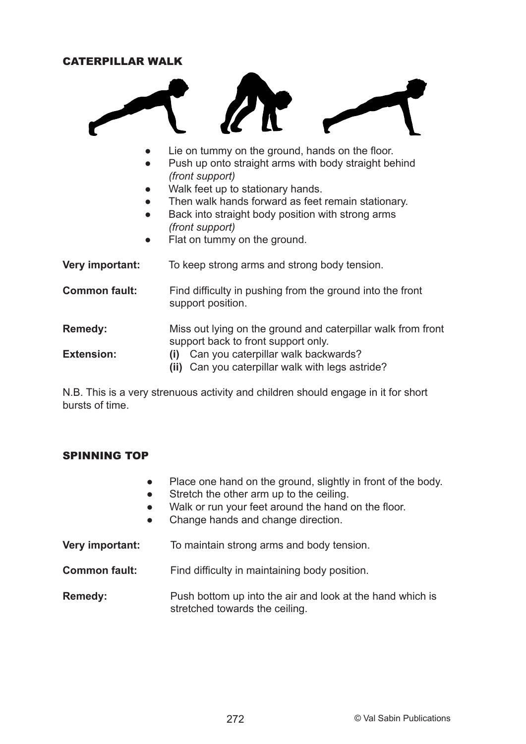## CATERPILLAR WALK

- Lie on tummy on the ground, hands on the floor.
- Push up onto straight arms with body straight behind *(front support)*
- Walk feet up to stationary hands.
- Then walk hands forward as feet remain stationary.
- Back into straight body position with strong arms *(front support)*
- Flat on tummy on the ground.

**Very important:** To keep strong arms and strong body tension.

**Common fault:** Find difficulty in pushing from the ground into the front support position.

**Remedy:** Miss out lying on the ground and caterpillar walk from front support back to front support only.

**Extension:**
**(i)** Can you caterpillar walk backwards?
**(ii)** Can you caterpillar walk with legs astride?

N.B. This is a very strenuous activity and children should engage in it for short bursts of time.

## SPINNING TOP

- Place one hand on the ground, slightly in front of the body.
- Stretch the other arm up to the ceiling.
- Walk or run your feet around the hand on the floor.
- Change hands and change direction.

**Very important:** To maintain strong arms and body tension.

**Common fault:** Find difficulty in maintaining body position.

**Remedy:** Push bottom up into the air and look at the hand which is stretched towards the ceiling.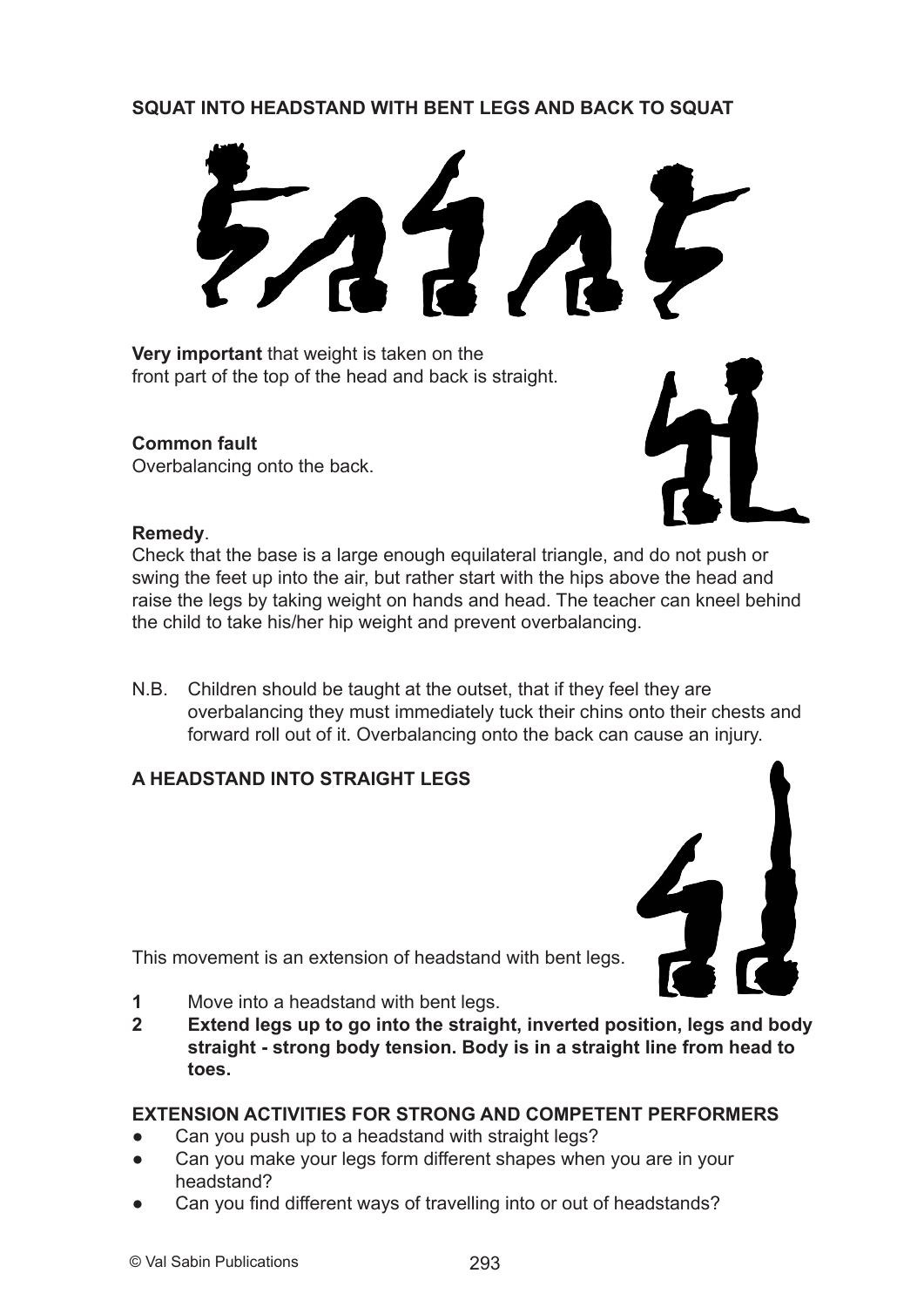**SQUAT INTO HEADSTAND WITH BENT LEGS AND BACK TO SQUAT**

**Very important** that weight is taken on the front part of the top of the head and back is straight.

**Common fault**
Overbalancing onto the back.

**Remedy**.
Check that the base is a large enough equilateral triangle, and do not push or swing the feet up into the air, but rather start with the hips above the head and raise the legs by taking weight on hands and head. The teacher can kneel behind the child to take his/her hip weight and prevent overbalancing.

N.B. Children should be taught at the outset, that if they feel they are overbalancing they must immediately tuck their chins onto their chests and forward roll out of it. Overbalancing onto the back can cause an injury.

**A HEADSTAND INTO STRAIGHT LEGS**

This movement is an extension of headstand with bent legs.

1. Move into a headstand with bent legs.
2. **Extend legs up to go into the straight, inverted position, legs and body straight - strong body tension. Body is in a straight line from head to toes.**

**EXTENSION ACTIVITIES FOR STRONG AND COMPETENT PERFORMERS**

- Can you push up to a headstand with straight legs?
- Can you make your legs form different shapes when you are in your headstand?
- Can you find different ways of travelling into or out of headstands?

© Val Sabin Publications